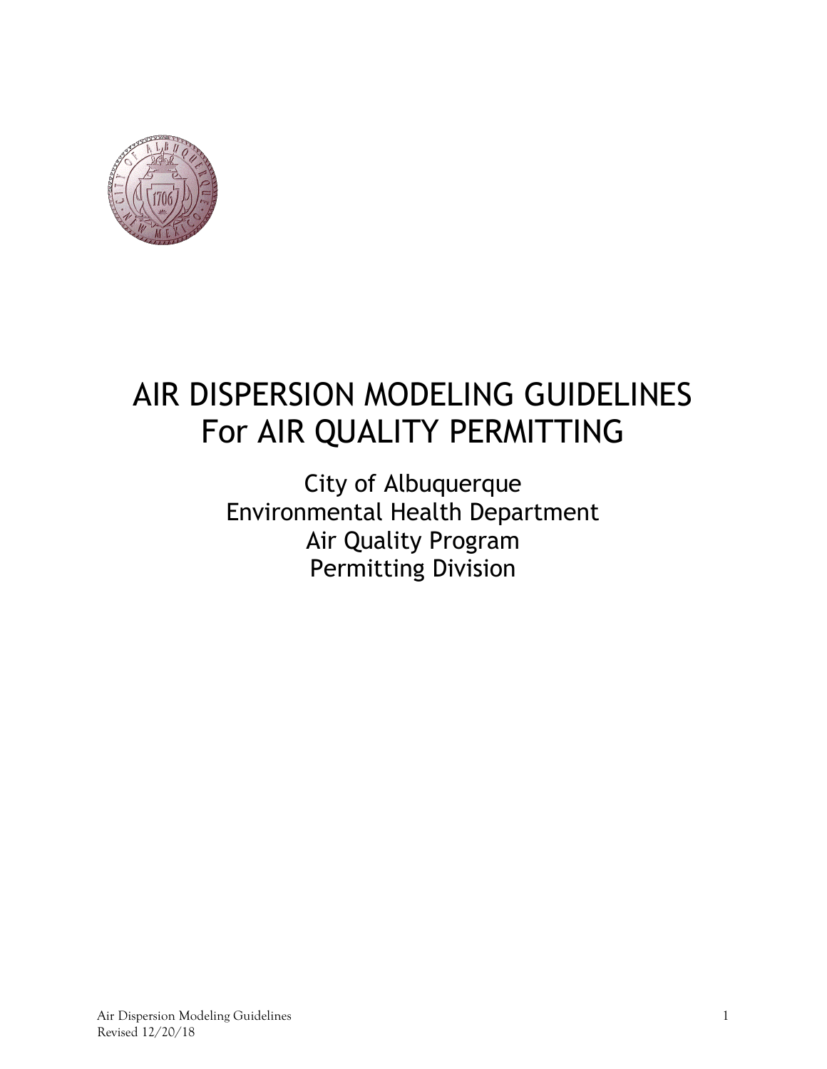# AIR DISPERSION MODELING GUIDELINES For AIR QUALITY PERMITTING

City of Albuquerque
Environmental Health Department
Air Quality Program
Permitting Division

Air Dispersion Modeling Guidelines
Revised 12/20/18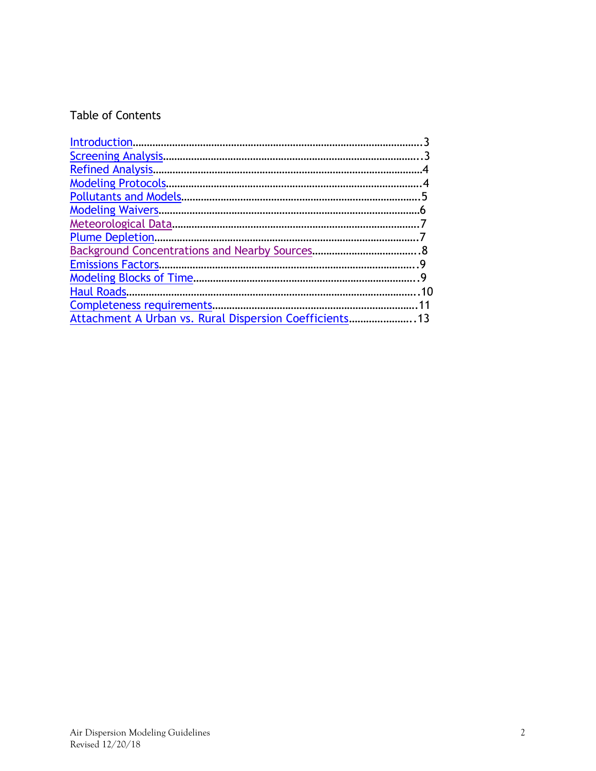## Table of Contents

Introduction……………………………………………………………………………………3
Screening Analysis……………………………………………………………………………3
Refined Analysis………………………………………………………………………………4
Modeling Protocols……………………………………………………………………………4
Pollutants and Models…………………………………………………………………………5
Modeling Waivers………………………………………………………………………………6
Meteorological Data……………………………………………………………………………7
Plume Depletion………………………………………………………………………………7
Background Concentrations and Nearby Sources……………………………………………8
Emissions Factors………………………………………………………………………………9
Modeling Blocks of Time………………………………………………………………………9
Haul Roads……………………………………………………………………………………10
Completeness requirements…………………………………………………………………11
Attachment A Urban vs. Rural Dispersion Coefficients……………………………………13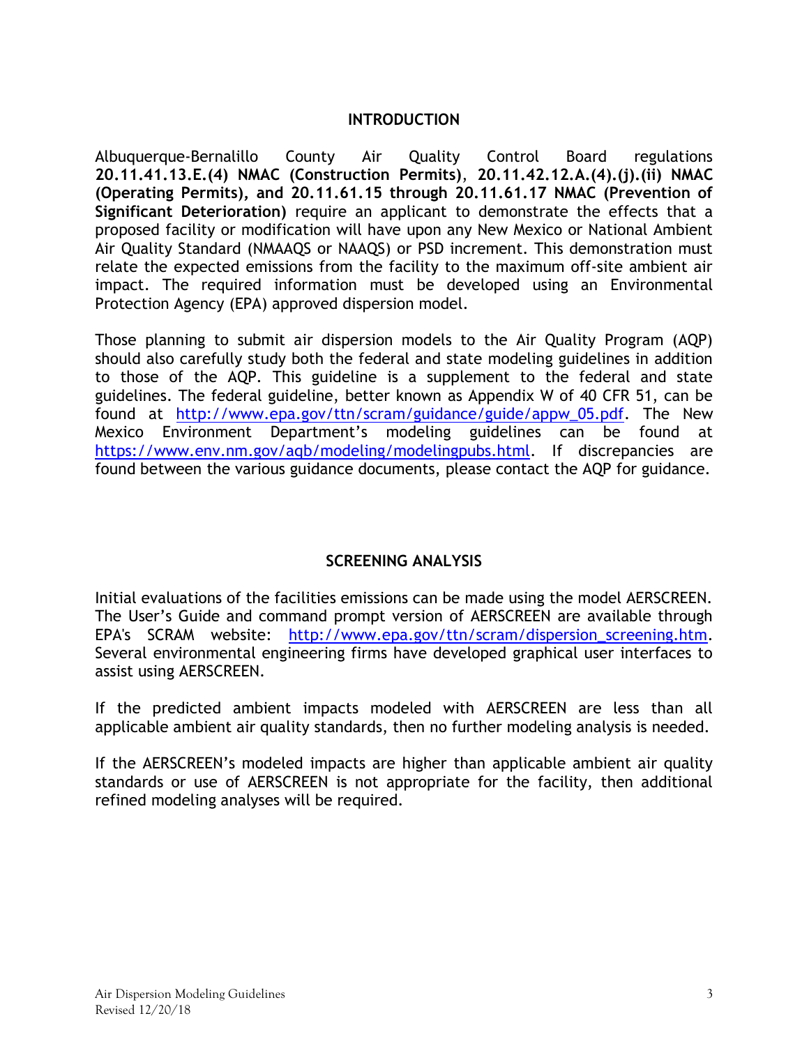## INTRODUCTION

Albuquerque-Bernalillo County Air Quality Control Board regulations **20.11.41.13.E.(4) NMAC (Construction Permits)**, **20.11.42.12.A.(4).(j).(ii) NMAC (Operating Permits), and 20.11.61.15 through 20.11.61.17 NMAC (Prevention of Significant Deterioration)** require an applicant to demonstrate the effects that a proposed facility or modification will have upon any New Mexico or National Ambient Air Quality Standard (NMAAQS or NAAQS) or PSD increment. This demonstration must relate the expected emissions from the facility to the maximum off-site ambient air impact. The required information must be developed using an Environmental Protection Agency (EPA) approved dispersion model.

Those planning to submit air dispersion models to the Air Quality Program (AQP) should also carefully study both the federal and state modeling guidelines in addition to those of the AQP. This guideline is a supplement to the federal and state guidelines. The federal guideline, better known as Appendix W of 40 CFR 51, can be found at http://www.epa.gov/ttn/scram/guidance/guide/appw_05.pdf. The New Mexico Environment Department's modeling guidelines can be found at https://www.env.nm.gov/aqb/modeling/modelingpubs.html. If discrepancies are found between the various guidance documents, please contact the AQP for guidance.

## SCREENING ANALYSIS

Initial evaluations of the facilities emissions can be made using the model AERSCREEN. The User's Guide and command prompt version of AERSCREEN are available through EPA's SCRAM website: http://www.epa.gov/ttn/scram/dispersion_screening.htm. Several environmental engineering firms have developed graphical user interfaces to assist using AERSCREEN.

If the predicted ambient impacts modeled with AERSCREEN are less than all applicable ambient air quality standards, then no further modeling analysis is needed.

If the AERSCREEN's modeled impacts are higher than applicable ambient air quality standards or use of AERSCREEN is not appropriate for the facility, then additional refined modeling analyses will be required.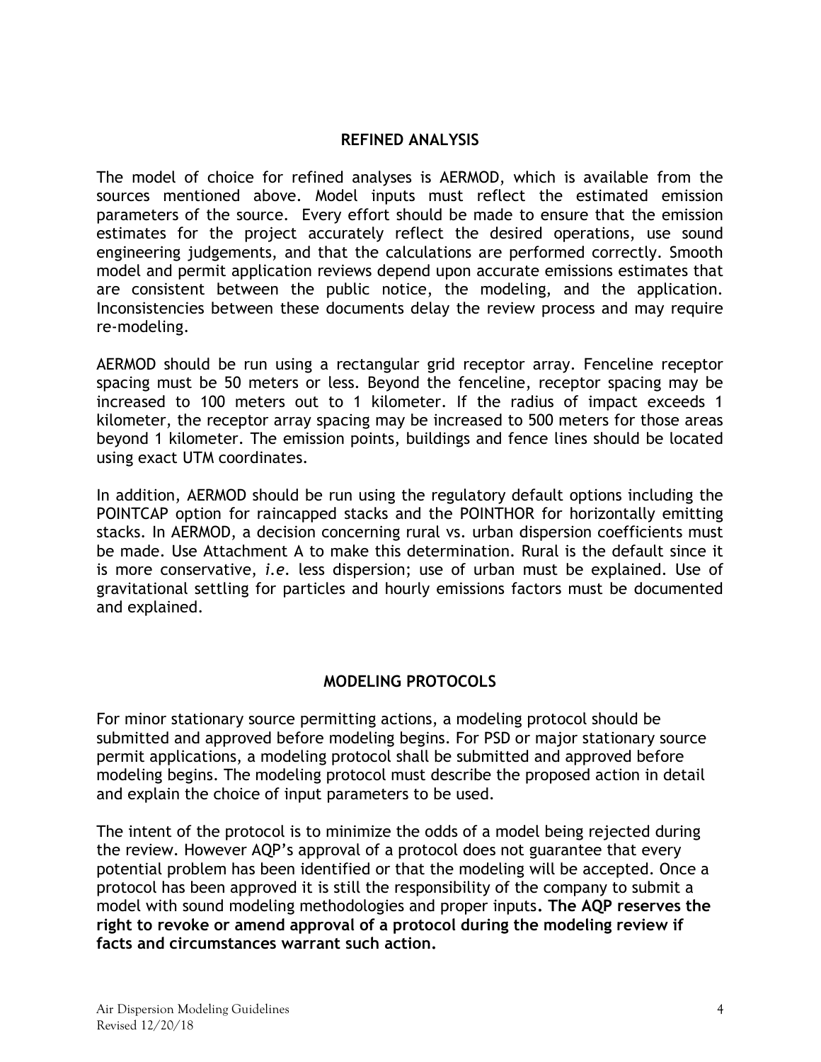## REFINED ANALYSIS

The model of choice for refined analyses is AERMOD, which is available from the sources mentioned above. Model inputs must reflect the estimated emission parameters of the source. Every effort should be made to ensure that the emission estimates for the project accurately reflect the desired operations, use sound engineering judgements, and that the calculations are performed correctly. Smooth model and permit application reviews depend upon accurate emissions estimates that are consistent between the public notice, the modeling, and the application. Inconsistencies between these documents delay the review process and may require re-modeling.

AERMOD should be run using a rectangular grid receptor array. Fenceline receptor spacing must be 50 meters or less. Beyond the fenceline, receptor spacing may be increased to 100 meters out to 1 kilometer. If the radius of impact exceeds 1 kilometer, the receptor array spacing may be increased to 500 meters for those areas beyond 1 kilometer. The emission points, buildings and fence lines should be located using exact UTM coordinates.

In addition, AERMOD should be run using the regulatory default options including the POINTCAP option for raincapped stacks and the POINTHOR for horizontally emitting stacks. In AERMOD, a decision concerning rural vs. urban dispersion coefficients must be made. Use Attachment A to make this determination. Rural is the default since it is more conservative, *i.e.* less dispersion; use of urban must be explained. Use of gravitational settling for particles and hourly emissions factors must be documented and explained.

## MODELING PROTOCOLS

For minor stationary source permitting actions, a modeling protocol should be submitted and approved before modeling begins. For PSD or major stationary source permit applications, a modeling protocol shall be submitted and approved before modeling begins. The modeling protocol must describe the proposed action in detail and explain the choice of input parameters to be used.

The intent of the protocol is to minimize the odds of a model being rejected during the review. However AQP's approval of a protocol does not guarantee that every potential problem has been identified or that the modeling will be accepted. Once a protocol has been approved it is still the responsibility of the company to submit a model with sound modeling methodologies and proper inputs. **The AQP reserves the right to revoke or amend approval of a protocol during the modeling review if facts and circumstances warrant such action.**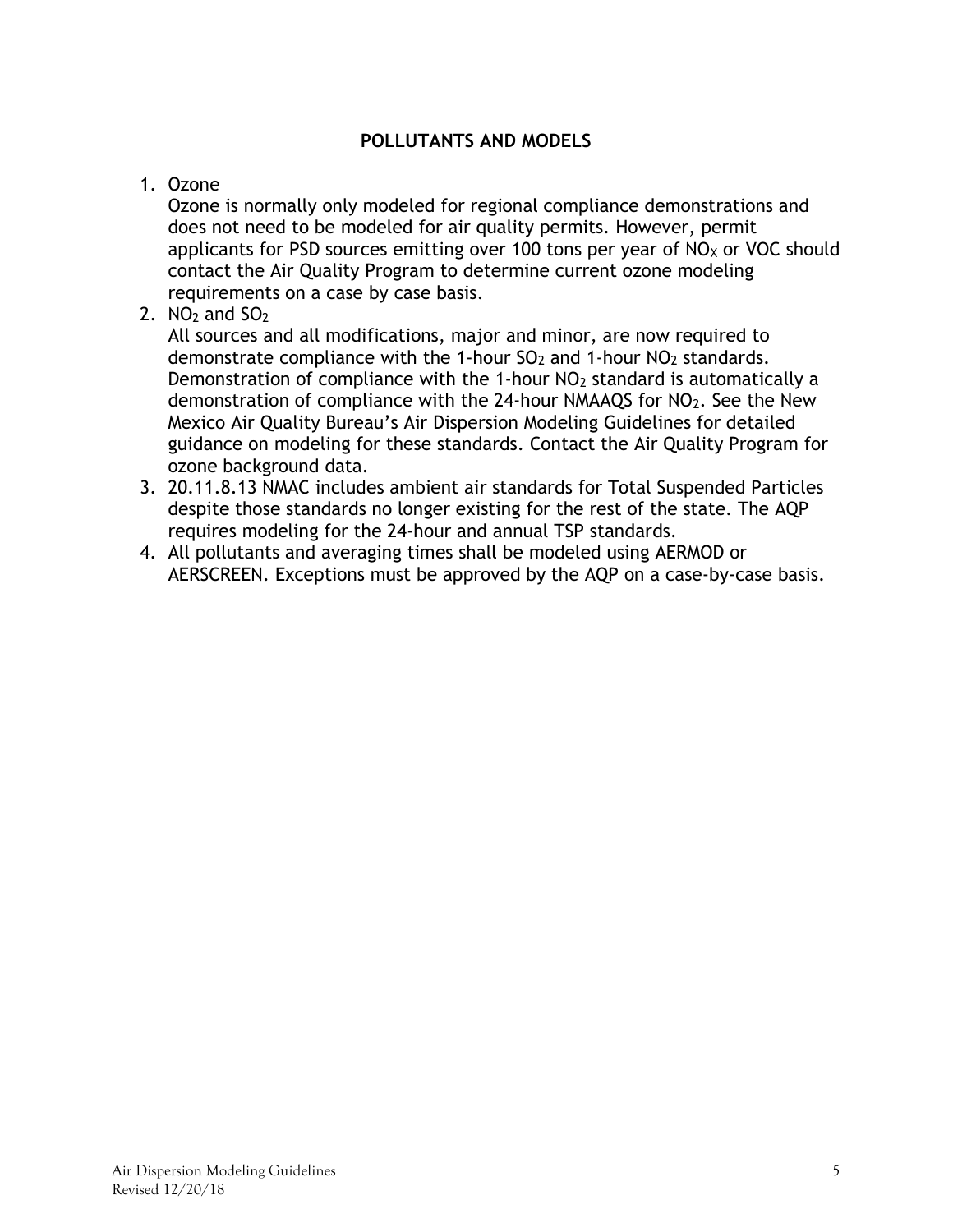## POLLUTANTS AND MODELS

1. Ozone
   Ozone is normally only modeled for regional compliance demonstrations and does not need to be modeled for air quality permits. However, permit applicants for PSD sources emitting over 100 tons per year of $NO_X$ or VOC should contact the Air Quality Program to determine current ozone modeling requirements on a case by case basis.
2. $NO_2$ and $SO_2$
   All sources and all modifications, major and minor, are now required to demonstrate compliance with the 1-hour $SO_2$ and 1-hour $NO_2$ standards. Demonstration of compliance with the 1-hour $NO_2$ standard is automatically a demonstration of compliance with the 24-hour NMAAQS for $NO_2$. See the New Mexico Air Quality Bureau's Air Dispersion Modeling Guidelines for detailed guidance on modeling for these standards. Contact the Air Quality Program for ozone background data.
3. 20.11.8.13 NMAC includes ambient air standards for Total Suspended Particles despite those standards no longer existing for the rest of the state. The AQP requires modeling for the 24-hour and annual TSP standards.
4. All pollutants and averaging times shall be modeled using AERMOD or AERSCREEN. Exceptions must be approved by the AQP on a case-by-case basis.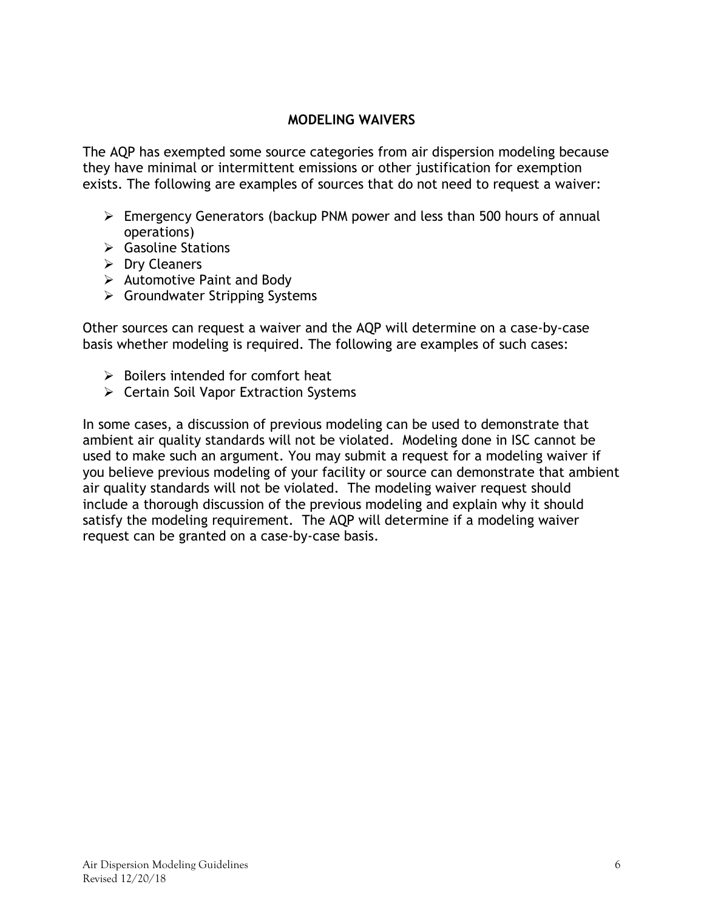## MODELING WAIVERS

The AQP has exempted some source categories from air dispersion modeling because they have minimal or intermittent emissions or other justification for exemption exists. The following are examples of sources that do not need to request a waiver:

- Emergency Generators (backup PNM power and less than 500 hours of annual operations)
- Gasoline Stations
- Dry Cleaners
- Automotive Paint and Body
- Groundwater Stripping Systems

Other sources can request a waiver and the AQP will determine on a case-by-case basis whether modeling is required. The following are examples of such cases:

- Boilers intended for comfort heat
- Certain Soil Vapor Extraction Systems

In some cases, a discussion of previous modeling can be used to demonstrate that ambient air quality standards will not be violated. Modeling done in ISC cannot be used to make such an argument. You may submit a request for a modeling waiver if you believe previous modeling of your facility or source can demonstrate that ambient air quality standards will not be violated. The modeling waiver request should include a thorough discussion of the previous modeling and explain why it should satisfy the modeling requirement. The AQP will determine if a modeling waiver request can be granted on a case-by-case basis.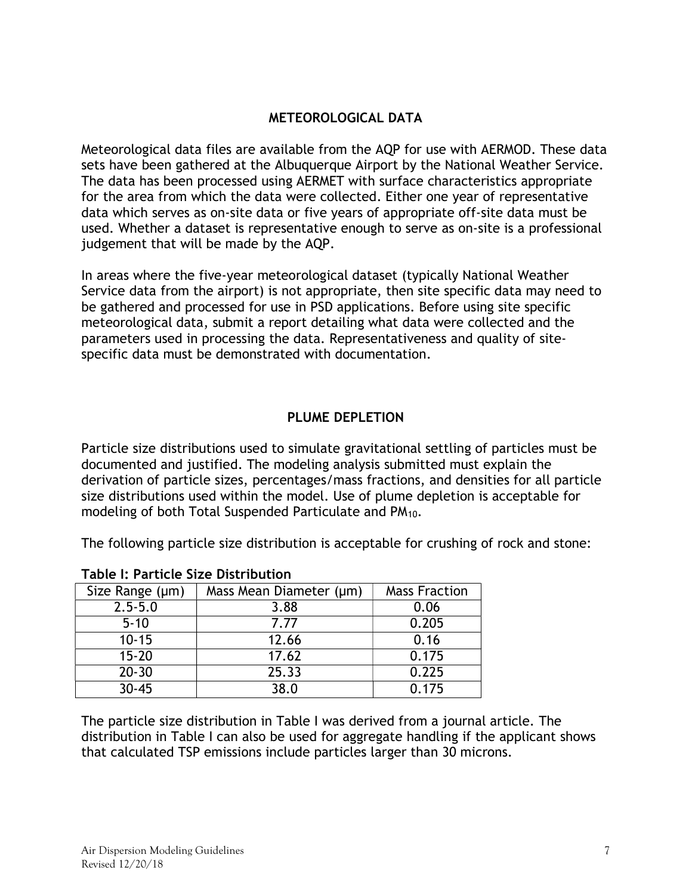## METEOROLOGICAL DATA

Meteorological data files are available from the AQP for use with AERMOD. These data sets have been gathered at the Albuquerque Airport by the National Weather Service. The data has been processed using AERMET with surface characteristics appropriate for the area from which the data were collected. Either one year of representative data which serves as on-site data or five years of appropriate off-site data must be used. Whether a dataset is representative enough to serve as on-site is a professional judgement that will be made by the AQP.

In areas where the five-year meteorological dataset (typically National Weather Service data from the airport) is not appropriate, then site specific data may need to be gathered and processed for use in PSD applications. Before using site specific meteorological data, submit a report detailing what data were collected and the parameters used in processing the data. Representativeness and quality of site-specific data must be demonstrated with documentation.

## PLUME DEPLETION

Particle size distributions used to simulate gravitational settling of particles must be documented and justified. The modeling analysis submitted must explain the derivation of particle sizes, percentages/mass fractions, and densities for all particle size distributions used within the model. Use of plume depletion is acceptable for modeling of both Total Suspended Particulate and $PM_{10}$.

The following particle size distribution is acceptable for crushing of rock and stone:

**Table I: Particle Size Distribution**

| Size Range (μm) | Mass Mean Diameter (μm) | Mass Fraction |
|---|---|---|
| 2.5-5.0 | 3.88 | 0.06 |
| 5-10 | 7.77 | 0.205 |
| 10-15 | 12.66 | 0.16 |
| 15-20 | 17.62 | 0.175 |
| 20-30 | 25.33 | 0.225 |
| 30-45 | 38.0 | 0.175 |

The particle size distribution in Table I was derived from a journal article. The distribution in Table I can also be used for aggregate handling if the applicant shows that calculated TSP emissions include particles larger than 30 microns.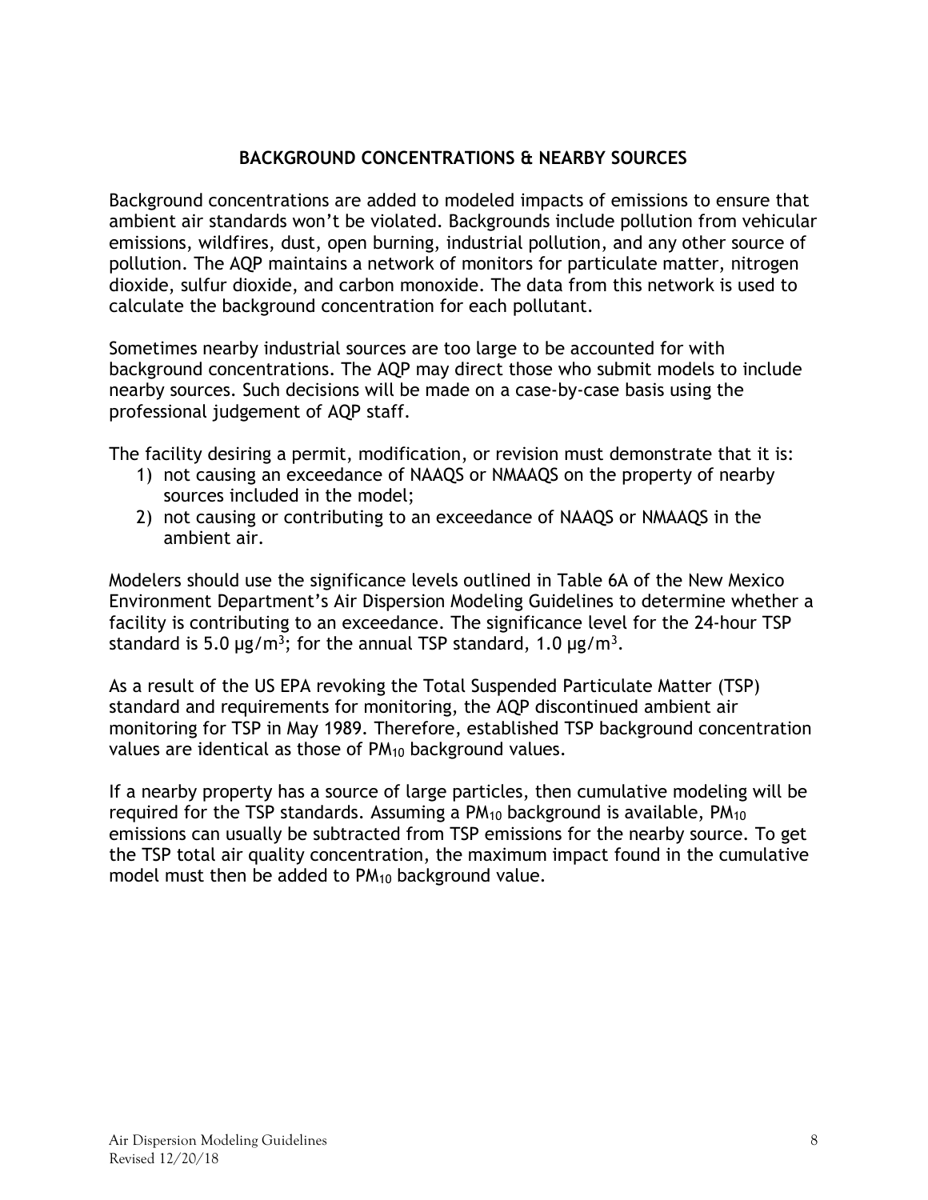## BACKGROUND CONCENTRATIONS & NEARBY SOURCES

Background concentrations are added to modeled impacts of emissions to ensure that ambient air standards won't be violated. Backgrounds include pollution from vehicular emissions, wildfires, dust, open burning, industrial pollution, and any other source of pollution. The AQP maintains a network of monitors for particulate matter, nitrogen dioxide, sulfur dioxide, and carbon monoxide. The data from this network is used to calculate the background concentration for each pollutant.

Sometimes nearby industrial sources are too large to be accounted for with background concentrations. The AQP may direct those who submit models to include nearby sources. Such decisions will be made on a case-by-case basis using the professional judgement of AQP staff.

The facility desiring a permit, modification, or revision must demonstrate that it is:

1) not causing an exceedance of NAAQS or NMAAQS on the property of nearby sources included in the model;
2) not causing or contributing to an exceedance of NAAQS or NMAAQS in the ambient air.

Modelers should use the significance levels outlined in Table 6A of the New Mexico Environment Department's Air Dispersion Modeling Guidelines to determine whether a facility is contributing to an exceedance. The significance level for the 24-hour TSP standard is 5.0 $\mu g/m^3$; for the annual TSP standard, 1.0 $\mu g/m^3$.

As a result of the US EPA revoking the Total Suspended Particulate Matter (TSP) standard and requirements for monitoring, the AQP discontinued ambient air monitoring for TSP in May 1989. Therefore, established TSP background concentration values are identical as those of $PM_{10}$ background values.

If a nearby property has a source of large particles, then cumulative modeling will be required for the TSP standards. Assuming a $PM_{10}$ background is available, $PM_{10}$ emissions can usually be subtracted from TSP emissions for the nearby source. To get the TSP total air quality concentration, the maximum impact found in the cumulative model must then be added to $PM_{10}$ background value.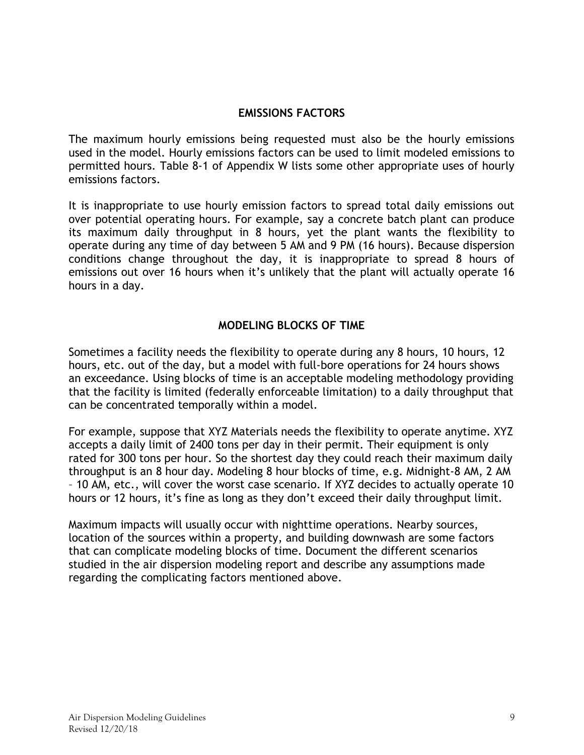## EMISSIONS FACTORS

The maximum hourly emissions being requested must also be the hourly emissions used in the model. Hourly emissions factors can be used to limit modeled emissions to permitted hours. Table 8-1 of Appendix W lists some other appropriate uses of hourly emissions factors.

It is inappropriate to use hourly emission factors to spread total daily emissions out over potential operating hours. For example, say a concrete batch plant can produce its maximum daily throughput in 8 hours, yet the plant wants the flexibility to operate during any time of day between 5 AM and 9 PM (16 hours). Because dispersion conditions change throughout the day, it is inappropriate to spread 8 hours of emissions out over 16 hours when it's unlikely that the plant will actually operate 16 hours in a day.

## MODELING BLOCKS OF TIME

Sometimes a facility needs the flexibility to operate during any 8 hours, 10 hours, 12 hours, etc. out of the day, but a model with full-bore operations for 24 hours shows an exceedance. Using blocks of time is an acceptable modeling methodology providing that the facility is limited (federally enforceable limitation) to a daily throughput that can be concentrated temporally within a model.

For example, suppose that XYZ Materials needs the flexibility to operate anytime. XYZ accepts a daily limit of 2400 tons per day in their permit. Their equipment is only rated for 300 tons per hour. So the shortest day they could reach their maximum daily throughput is an 8 hour day. Modeling 8 hour blocks of time, e.g. Midnight-8 AM, 2 AM – 10 AM, etc., will cover the worst case scenario. If XYZ decides to actually operate 10 hours or 12 hours, it's fine as long as they don't exceed their daily throughput limit.

Maximum impacts will usually occur with nighttime operations. Nearby sources, location of the sources within a property, and building downwash are some factors that can complicate modeling blocks of time. Document the different scenarios studied in the air dispersion modeling report and describe any assumptions made regarding the complicating factors mentioned above.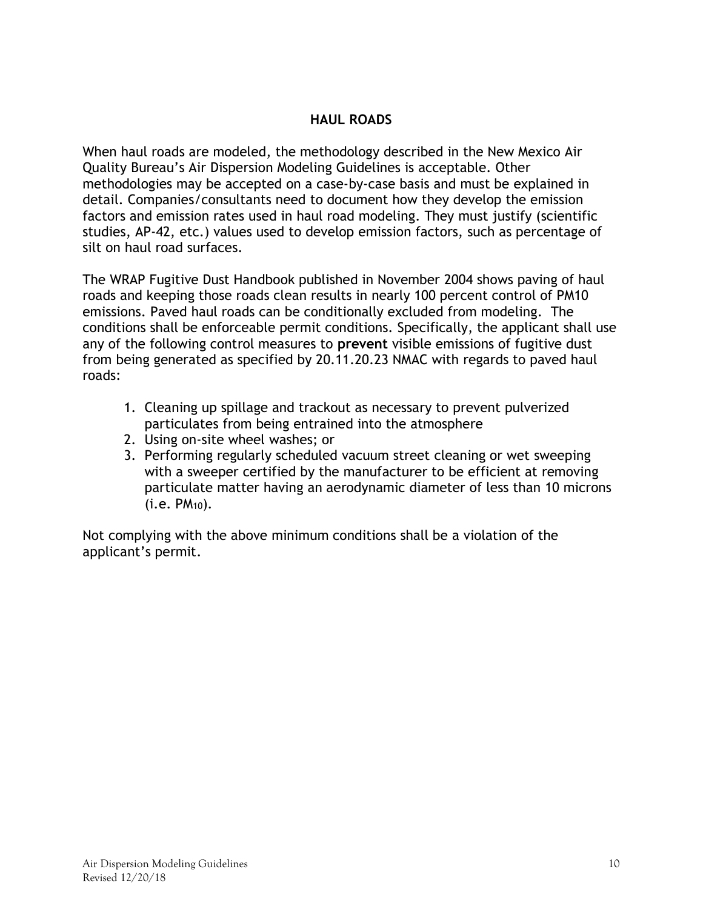## HAUL ROADS

When haul roads are modeled, the methodology described in the New Mexico Air Quality Bureau's Air Dispersion Modeling Guidelines is acceptable. Other methodologies may be accepted on a case-by-case basis and must be explained in detail. Companies/consultants need to document how they develop the emission factors and emission rates used in haul road modeling. They must justify (scientific studies, AP-42, etc.) values used to develop emission factors, such as percentage of silt on haul road surfaces.

The WRAP Fugitive Dust Handbook published in November 2004 shows paving of haul roads and keeping those roads clean results in nearly 100 percent control of PM10 emissions. Paved haul roads can be conditionally excluded from modeling. The conditions shall be enforceable permit conditions. Specifically, the applicant shall use any of the following control measures to **prevent** visible emissions of fugitive dust from being generated as specified by 20.11.20.23 NMAC with regards to paved haul roads:

1. Cleaning up spillage and trackout as necessary to prevent pulverized particulates from being entrained into the atmosphere
2. Using on-site wheel washes; or
3. Performing regularly scheduled vacuum street cleaning or wet sweeping with a sweeper certified by the manufacturer to be efficient at removing particulate matter having an aerodynamic diameter of less than 10 microns (i.e. $PM_{10}$).

Not complying with the above minimum conditions shall be a violation of the applicant's permit.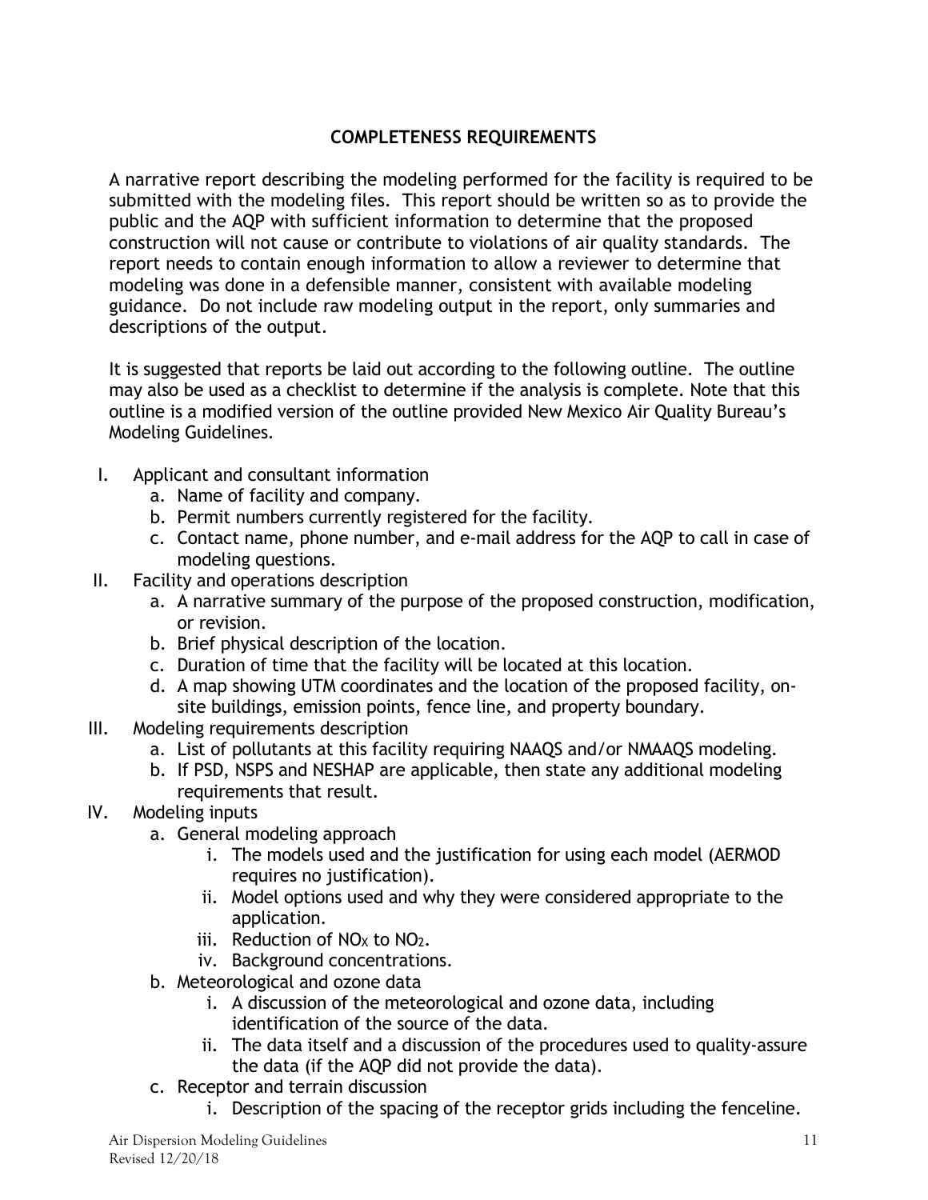## COMPLETENESS REQUIREMENTS

A narrative report describing the modeling performed for the facility is required to be submitted with the modeling files. This report should be written so as to provide the public and the AQP with sufficient information to determine that the proposed construction will not cause or contribute to violations of air quality standards. The report needs to contain enough information to allow a reviewer to determine that modeling was done in a defensible manner, consistent with available modeling guidance. Do not include raw modeling output in the report, only summaries and descriptions of the output.

It is suggested that reports be laid out according to the following outline. The outline may also be used as a checklist to determine if the analysis is complete. Note that this outline is a modified version of the outline provided New Mexico Air Quality Bureau's Modeling Guidelines.

I. Applicant and consultant information
   a. Name of facility and company.
   b. Permit numbers currently registered for the facility.
   c. Contact name, phone number, and e-mail address for the AQP to call in case of modeling questions.

II. Facility and operations description
   a. A narrative summary of the purpose of the proposed construction, modification, or revision.
   b. Brief physical description of the location.
   c. Duration of time that the facility will be located at this location.
   d. A map showing UTM coordinates and the location of the proposed facility, on-site buildings, emission points, fence line, and property boundary.

III. Modeling requirements description
   a. List of pollutants at this facility requiring NAAQS and/or NMAAQS modeling.
   b. If PSD, NSPS and NESHAP are applicable, then state any additional modeling requirements that result.

IV. Modeling inputs
   a. General modeling approach
      i. The models used and the justification for using each model (AERMOD requires no justification).
      ii. Model options used and why they were considered appropriate to the application.
      iii. Reduction of $NO_X$ to $NO_2$.
      iv. Background concentrations.
   b. Meteorological and ozone data
      i. A discussion of the meteorological and ozone data, including identification of the source of the data.
      ii. The data itself and a discussion of the procedures used to quality-assure the data (if the AQP did not provide the data).
   c. Receptor and terrain discussion
      i. Description of the spacing of the receptor grids including the fenceline.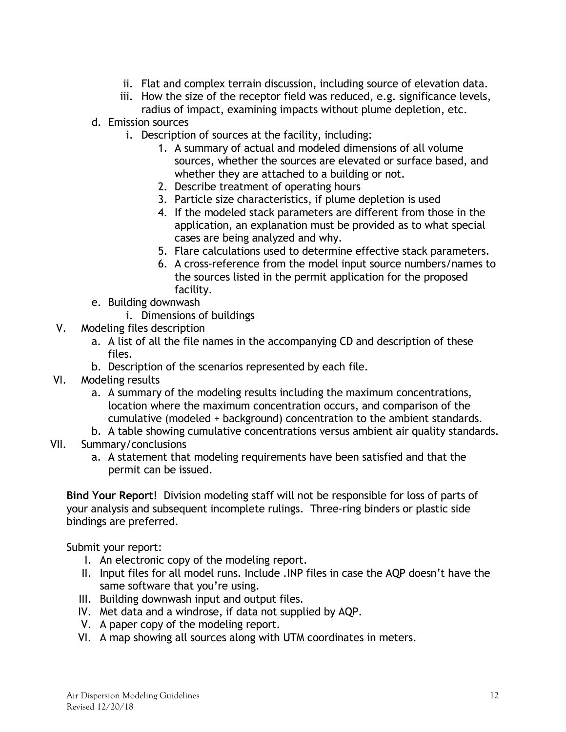ii. Flat and complex terrain discussion, including source of elevation data.
   iii. How the size of the receptor field was reduced, e.g. significance levels, radius of impact, examining impacts without plume depletion, etc.

  d. Emission sources
   i. Description of sources at the facility, including:
    1. A summary of actual and modeled dimensions of all volume sources, whether the sources are elevated or surface based, and whether they are attached to a building or not.
    2. Describe treatment of operating hours
    3. Particle size characteristics, if plume depletion is used
    4. If the modeled stack parameters are different from those in the application, an explanation must be provided as to what special cases are being analyzed and why.
    5. Flare calculations used to determine effective stack parameters.
    6. A cross-reference from the model input source numbers/names to the sources listed in the permit application for the proposed facility.

  e. Building downwash
   i. Dimensions of buildings

V. Modeling files description
  a. A list of all the file names in the accompanying CD and description of these files.
  b. Description of the scenarios represented by each file.

VI. Modeling results
  a. A summary of the modeling results including the maximum concentrations, location where the maximum concentration occurs, and comparison of the cumulative (modeled + background) concentration to the ambient standards.
  b. A table showing cumulative concentrations versus ambient air quality standards.

VII. Summary/conclusions
  a. A statement that modeling requirements have been satisfied and that the permit can be issued.

**Bind Your Report!** Division modeling staff will not be responsible for loss of parts of your analysis and subsequent incomplete rulings. Three-ring binders or plastic side bindings are preferred.

Submit your report:

I. An electronic copy of the modeling report.
II. Input files for all model runs. Include .INP files in case the AQP doesn't have the same software that you're using.
III. Building downwash input and output files.
IV. Met data and a windrose, if data not supplied by AQP.
V. A paper copy of the modeling report.
VI. A map showing all sources along with UTM coordinates in meters.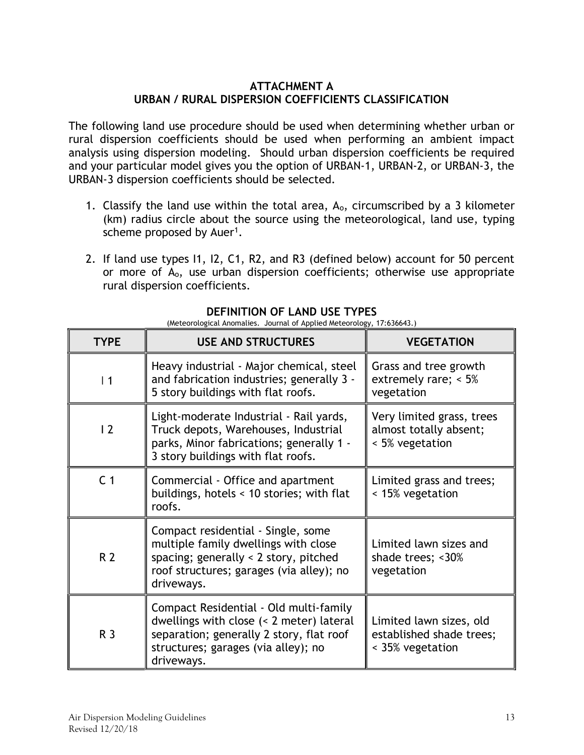## ATTACHMENT A
## URBAN / RURAL DISPERSION COEFFICIENTS CLASSIFICATION

The following land use procedure should be used when determining whether urban or rural dispersion coefficients should be used when performing an ambient impact analysis using dispersion modeling. Should urban dispersion coefficients be required and your particular model gives you the option of URBAN-1, URBAN-2, or URBAN-3, the URBAN-3 dispersion coefficients should be selected.

1. Classify the land use within the total area, $A_o$, circumscribed by a 3 kilometer (km) radius circle about the source using the meteorological, land use, typing scheme proposed by Auer[1].

2. If land use types I1, I2, C1, R2, and R3 (defined below) account for 50 percent or more of $A_o$, use urban dispersion coefficients; otherwise use appropriate rural dispersion coefficients.

### DEFINITION OF LAND USE TYPES

(Meteorological Anomalies. Journal of Applied Meteorology, 17:636643.)

| TYPE | USE AND STRUCTURES | VEGETATION |
|---|---|---|
| I 1 | Heavy industrial - Major chemical, steel and fabrication industries; generally 3 - 5 story buildings with flat roofs. | Grass and tree growth extremely rare; < 5% vegetation |
| I 2 | Light-moderate Industrial - Rail yards, Truck depots, Warehouses, Industrial parks, Minor fabrications; generally 1 - 3 story buildings with flat roofs. | Very limited grass, trees almost totally absent; < 5% vegetation |
| C 1 | Commercial - Office and apartment buildings, hotels < 10 stories; with flat roofs. | Limited grass and trees; < 15% vegetation |
| R 2 | Compact residential - Single, some multiple family dwellings with close spacing; generally < 2 story, pitched roof structures; garages (via alley); no driveways. | Limited lawn sizes and shade trees; <30% vegetation |
| R 3 | Compact Residential - Old multi-family dwellings with close (< 2 meter) lateral separation; generally 2 story, flat roof structures; garages (via alley); no driveways. | Limited lawn sizes, old established shade trees; < 35% vegetation |